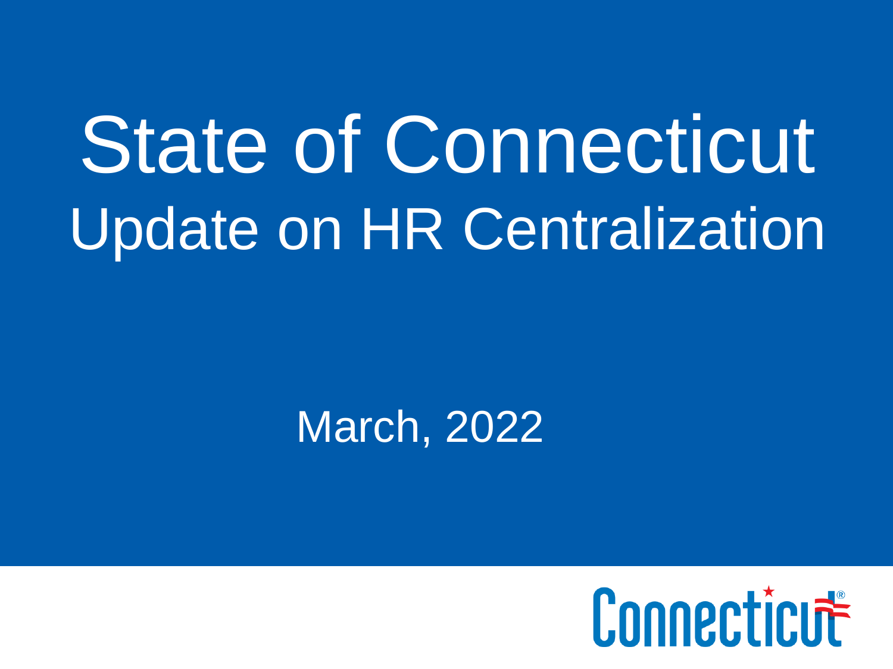# State of Connecticut

## Update on HR Centralization

March, 2022

Connecticut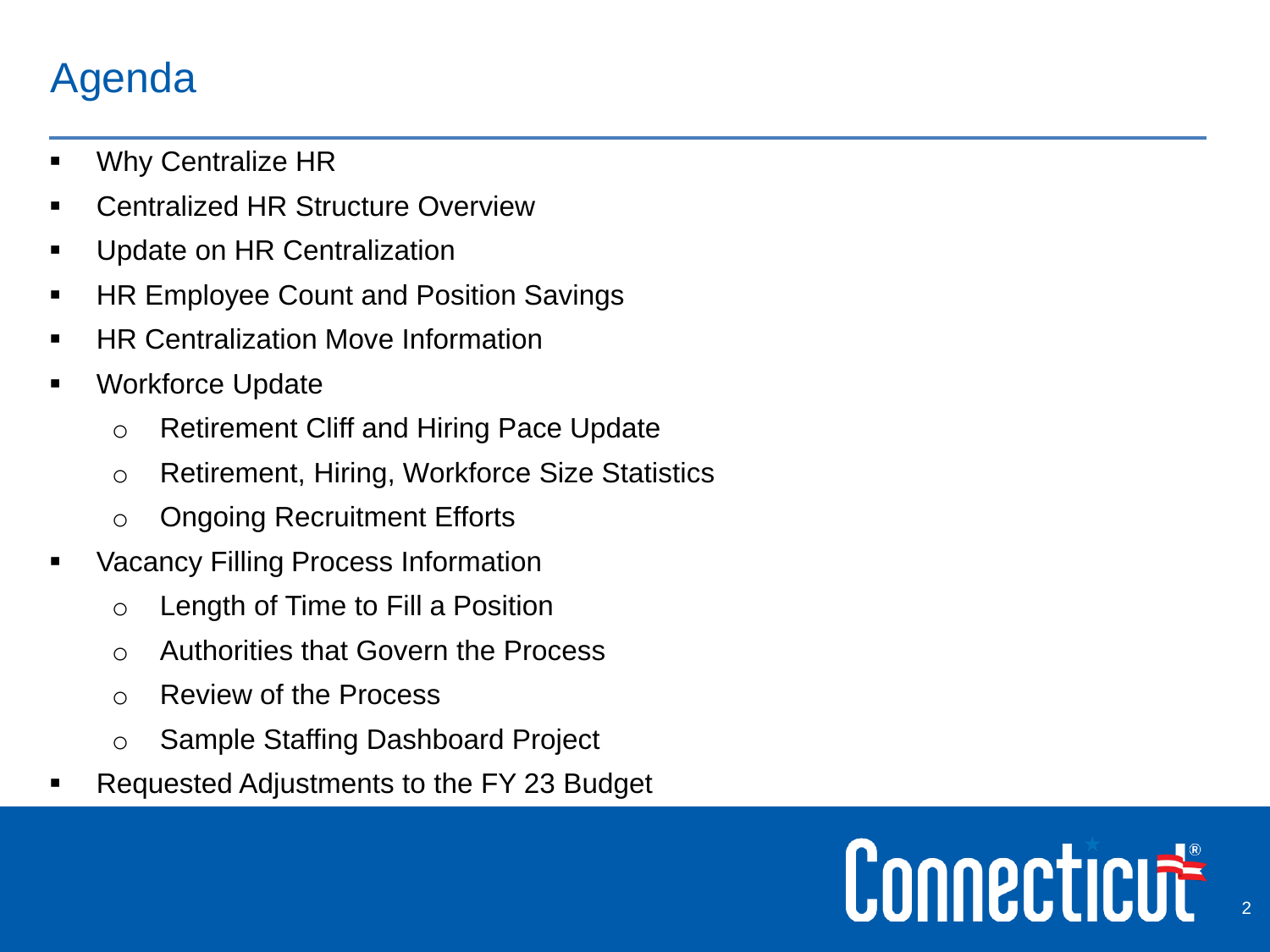# Agenda

- Why Centralize HR
- Centralized HR Structure Overview
- Update on HR Centralization
- HR Employee Count and Position Savings
- HR Centralization Move Information
- Workforce Update
  - Retirement Cliff and Hiring Pace Update
  - Retirement, Hiring, Workforce Size Statistics
  - Ongoing Recruitment Efforts
- Vacancy Filling Process Information
  - Length of Time to Fill a Position
  - Authorities that Govern the Process
  - Review of the Process
  - Sample Staffing Dashboard Project
- Requested Adjustments to the FY 23 Budget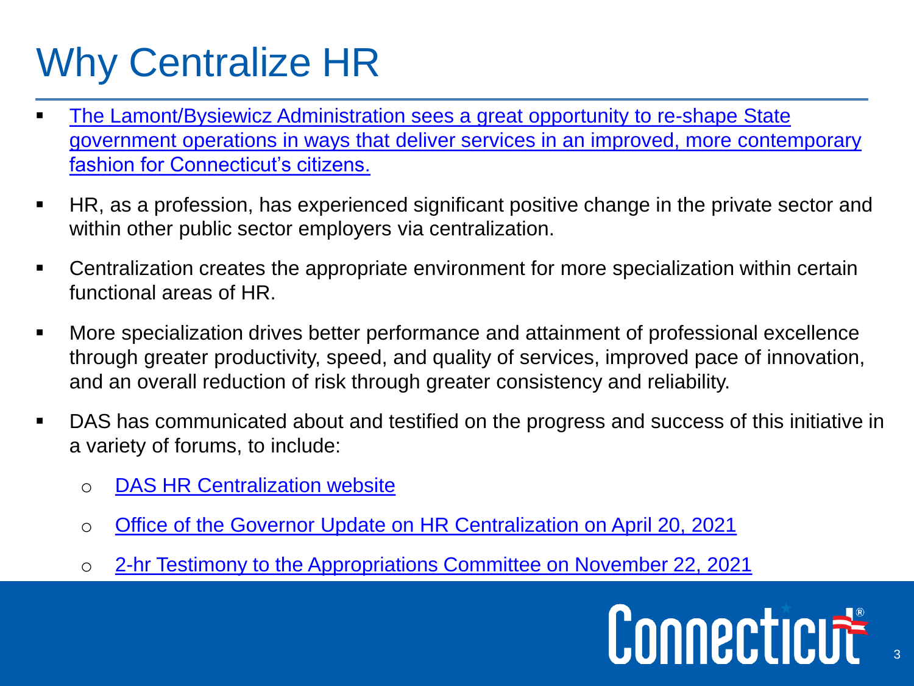# Why Centralize HR

- The Lamont/Bysiewicz Administration sees a great opportunity to re-shape State government operations in ways that deliver services in an improved, more contemporary fashion for Connecticut's citizens.
- HR, as a profession, has experienced significant positive change in the private sector and within other public sector employers via centralization.
- Centralization creates the appropriate environment for more specialization within certain functional areas of HR.
- More specialization drives better performance and attainment of professional excellence through greater productivity, speed, and quality of services, improved pace of innovation, and an overall reduction of risk through greater consistency and reliability.
- DAS has communicated about and testified on the progress and success of this initiative in a variety of forums, to include:
  - DAS HR Centralization website
  - Office of the Governor Update on HR Centralization on April 20, 2021
  - 2-hr Testimony to the Appropriations Committee on November 22, 2021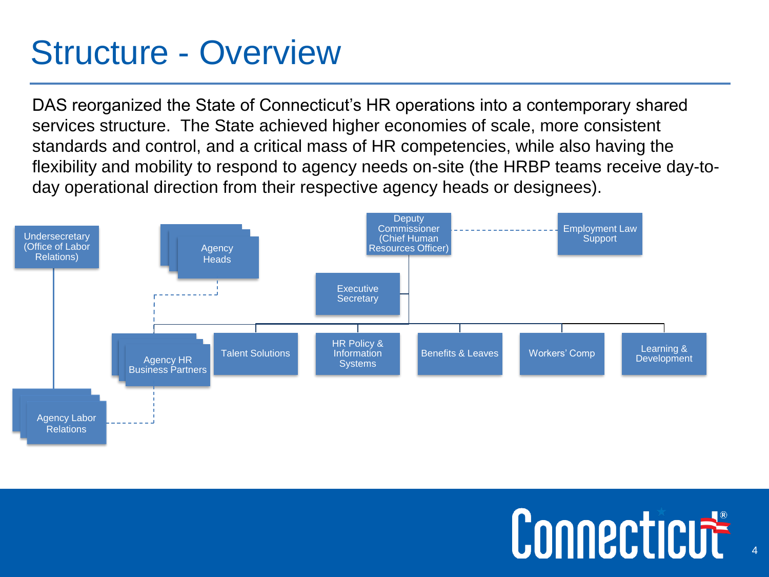# Structure - Overview

DAS reorganized the State of Connecticut's HR operations into a contemporary shared services structure. The State achieved higher economies of scale, more consistent standards and control, and a critical mass of HR competencies, while also having the flexibility and mobility to respond to agency needs on-site (the HRBP teams receive day-to-day operational direction from their respective agency heads or designees).

Undersecretary (Office of Labor Relations)

Agency Heads

Deputy Commissioner (Chief Human Resources Officer)

Employment Law Support

Executive Secretary

Agency HR Business Partners

Talent Solutions

HR Policy & Information Systems

Benefits & Leaves

Workers' Comp

Learning & Development

Agency Labor Relations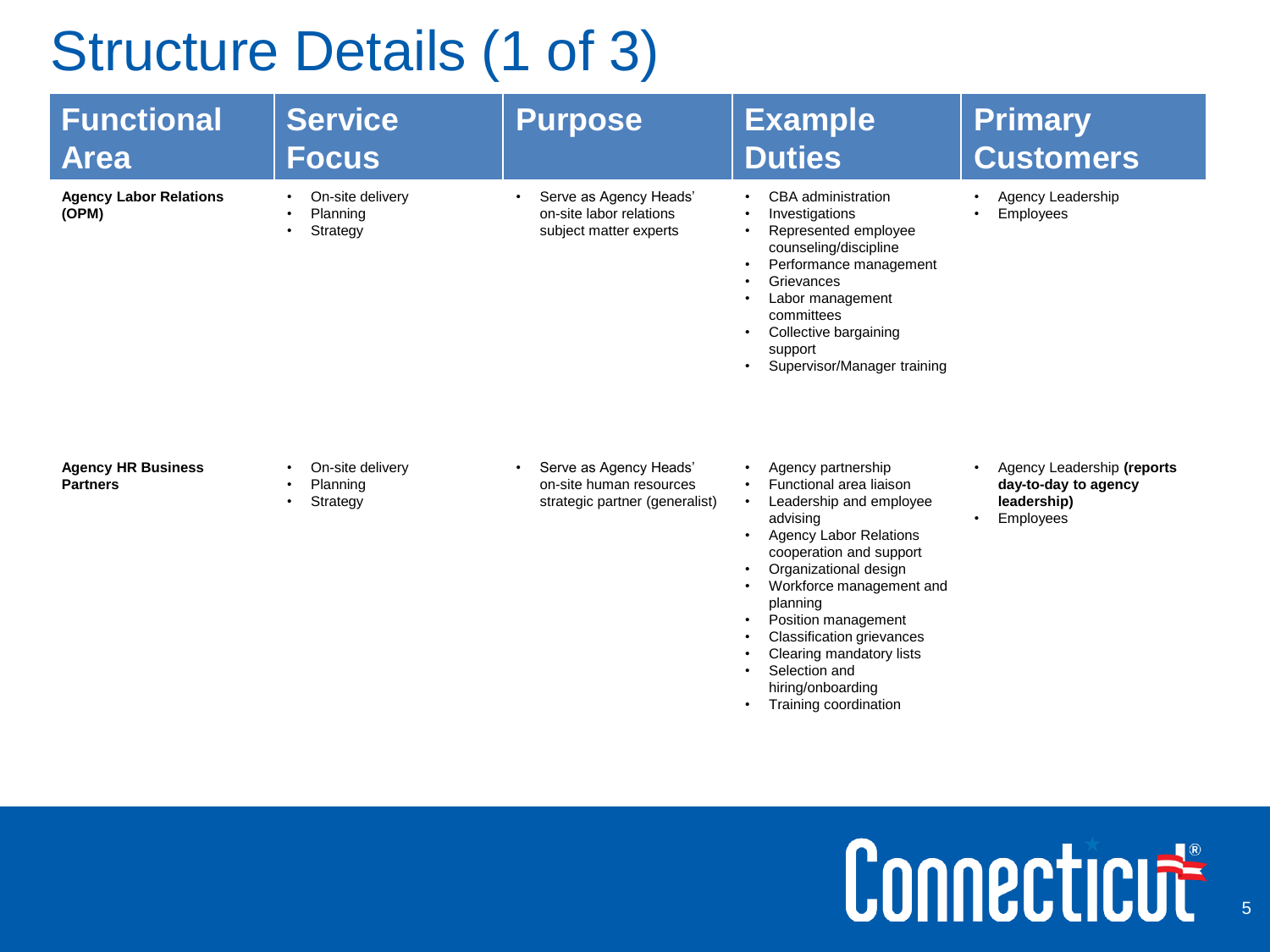# Structure Details (1 of 3)

| Functional Area | Service Focus | Purpose | Example Duties | Primary Customers |
|---|---|---|---|---|
| **Agency Labor Relations (OPM)** | • On-site delivery<br>• Planning<br>• Strategy | • Serve as Agency Heads' on-site labor relations subject matter experts | • CBA administration<br>• Investigations<br>• Represented employee counseling/discipline<br>• Performance management<br>• Grievances<br>• Labor management committees<br>• Collective bargaining support<br>• Supervisor/Manager training | • Agency Leadership<br>• Employees |
| **Agency HR Business Partners** | • On-site delivery<br>• Planning<br>• Strategy | • Serve as Agency Heads' on-site human resources strategic partner (generalist) | • Agency partnership<br>• Functional area liaison<br>• Leadership and employee advising<br>• Agency Labor Relations cooperation and support<br>• Organizational design<br>• Workforce management and planning<br>• Position management<br>• Classification grievances<br>• Clearing mandatory lists<br>• Selection and hiring/onboarding<br>• Training coordination | • Agency Leadership **(reports day-to-day to agency leadership)**<br>• Employees |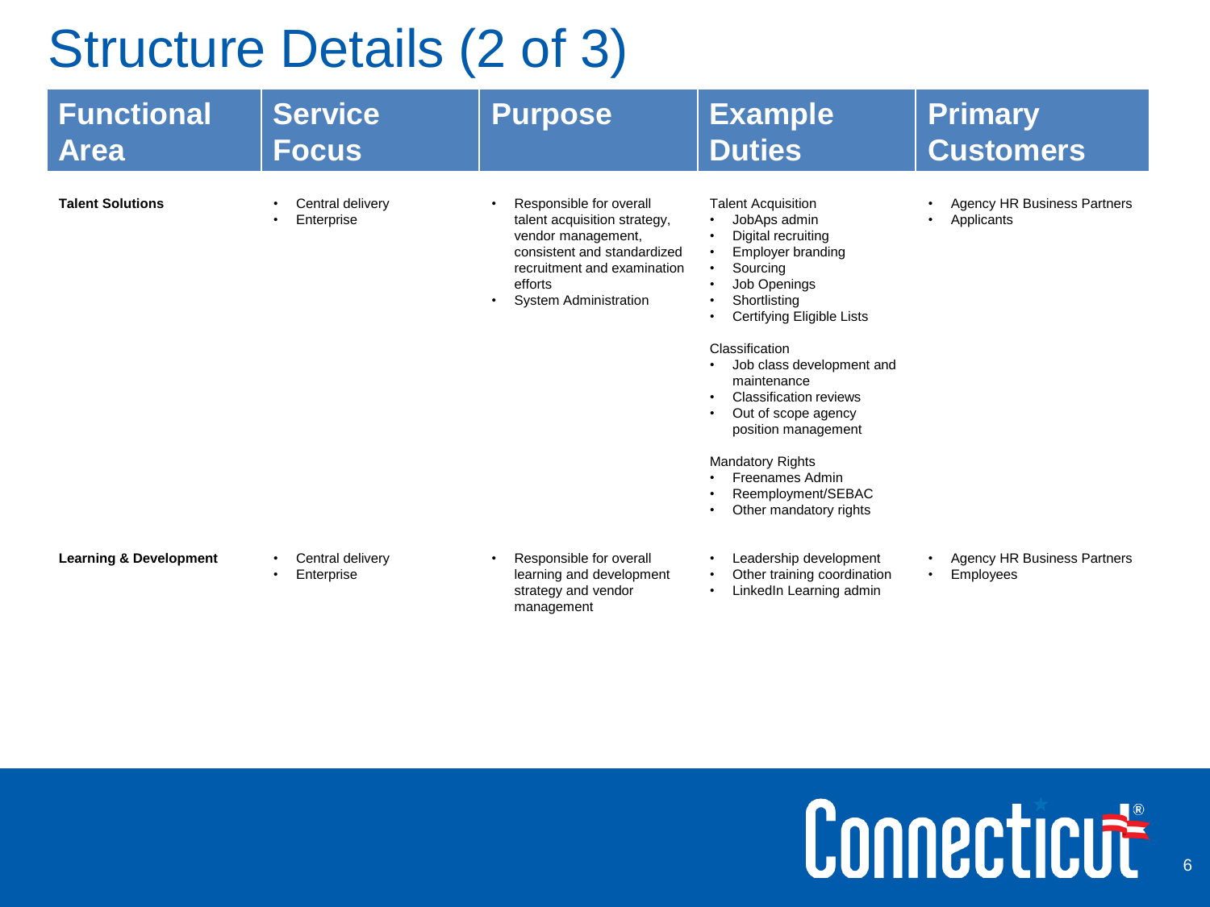# Structure Details (2 of 3)

| Functional Area | Service Focus | Purpose | Example Duties | Primary Customers |
| --- | --- | --- | --- | --- |
| **Talent Solutions** | • Central delivery<br>• Enterprise | • Responsible for overall talent acquisition strategy, vendor management, consistent and standardized recruitment and examination efforts<br>• System Administration | Talent Acquisition<br>• JobAps admin<br>• Digital recruiting<br>• Employer branding<br>• Sourcing<br>• Job Openings<br>• Shortlisting<br>• Certifying Eligible Lists<br><br>Classification<br>• Job class development and maintenance<br>• Classification reviews<br>• Out of scope agency position management<br><br>Mandatory Rights<br>• Freenames Admin<br>• Reemployment/SEBAC<br>• Other mandatory rights | • Agency HR Business Partners<br>• Applicants |
| **Learning & Development** | • Central delivery<br>• Enterprise | • Responsible for overall learning and development strategy and vendor management | • Leadership development<br>• Other training coordination<br>• LinkedIn Learning admin | • Agency HR Business Partners<br>• Employees |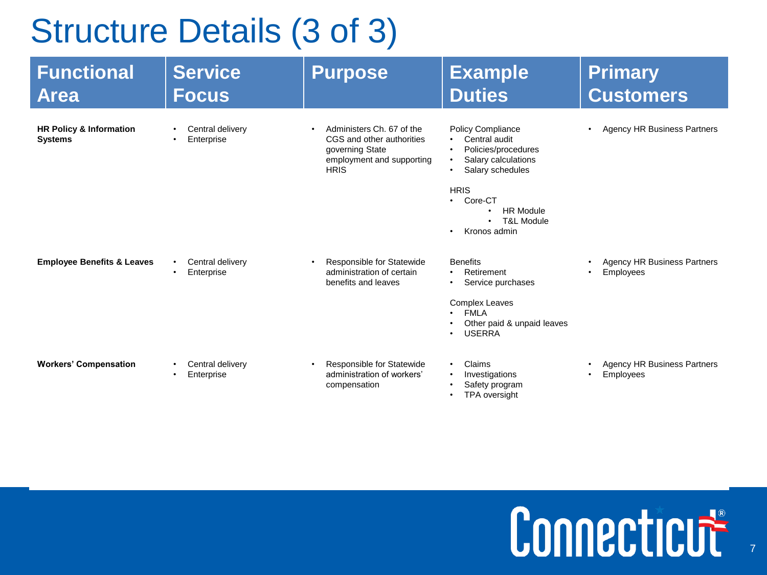# Structure Details (3 of 3)

| Functional Area | Service Focus | Purpose | Example Duties | Primary Customers |
|---|---|---|---|---|
| **HR Policy & Information Systems** | • Central delivery<br>• Enterprise | • Administers Ch. 67 of the CGS and other authorities governing State employment and supporting HRIS | Policy Compliance<br>• Central audit<br>• Policies/procedures<br>• Salary calculations<br>• Salary schedules<br><br>HRIS<br>• Core-CT<br>  • HR Module<br>  • T&L Module<br>• Kronos admin | • Agency HR Business Partners |
| **Employee Benefits & Leaves** | • Central delivery<br>• Enterprise | • Responsible for Statewide administration of certain benefits and leaves | Benefits<br>• Retirement<br>• Service purchases<br><br>Complex Leaves<br>• FMLA<br>• Other paid & unpaid leaves<br>• USERRA | • Agency HR Business Partners<br>• Employees |
| **Workers' Compensation** | • Central delivery<br>• Enterprise | • Responsible for Statewide administration of workers' compensation | • Claims<br>• Investigations<br>• Safety program<br>• TPA oversight | • Agency HR Business Partners<br>• Employees |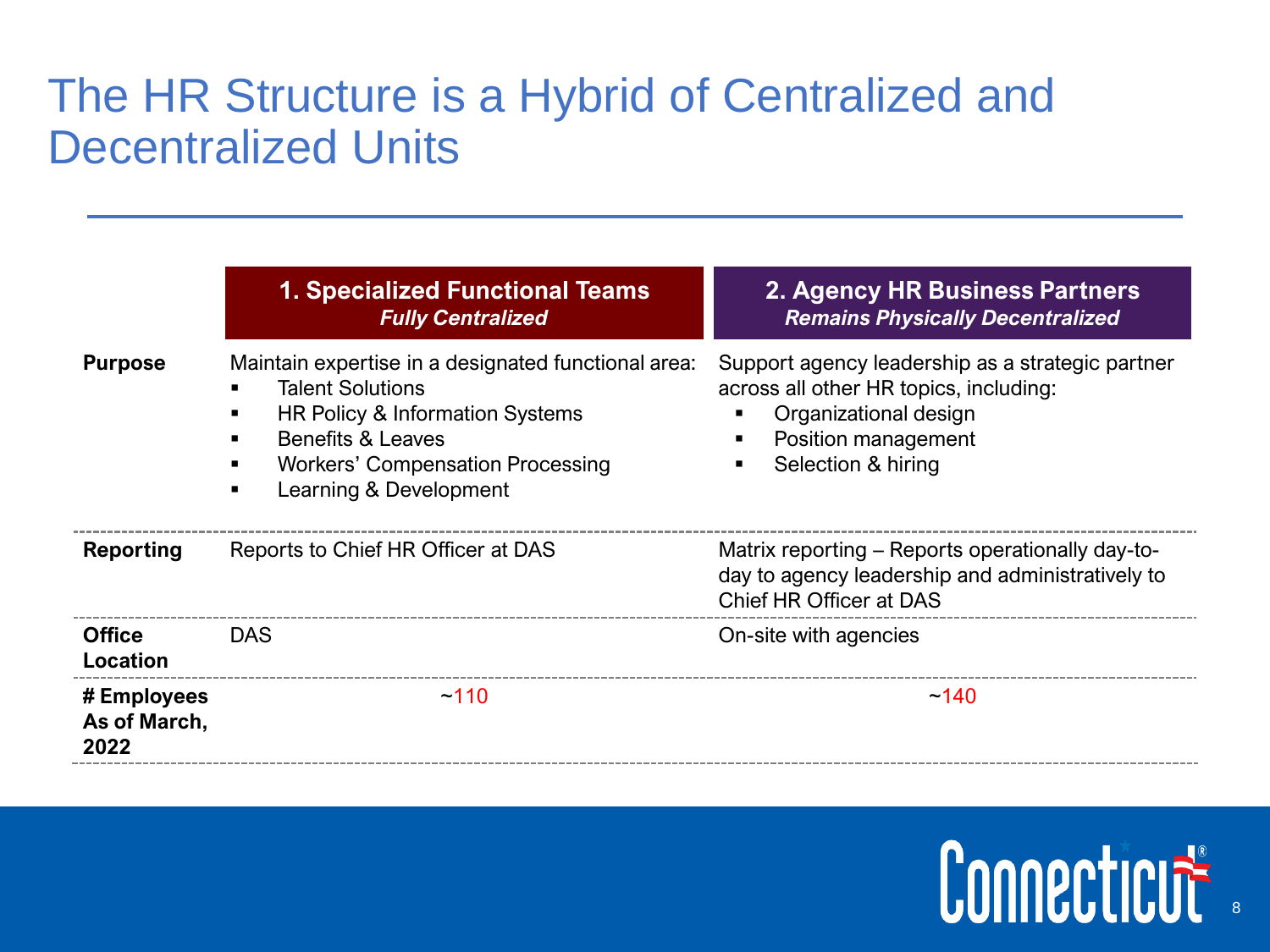# The HR Structure is a Hybrid of Centralized and Decentralized Units

| | **1. Specialized Functional Teams** *Fully Centralized* | **2. Agency HR Business Partners** *Remains Physically Decentralized* |
|---|---|---|
| **Purpose** | Maintain expertise in a designated functional area:<br>▪ Talent Solutions<br>▪ HR Policy & Information Systems<br>▪ Benefits & Leaves<br>▪ Workers' Compensation Processing<br>▪ Learning & Development | Support agency leadership as a strategic partner across all other HR topics, including:<br>▪ Organizational design<br>▪ Position management<br>▪ Selection & hiring |
| **Reporting** | Reports to Chief HR Officer at DAS | Matrix reporting – Reports operationally day-to-day to agency leadership and administratively to Chief HR Officer at DAS |
| **Office Location** | DAS | On-site with agencies |
| **# Employees As of March, 2022** | ~110 | ~140 |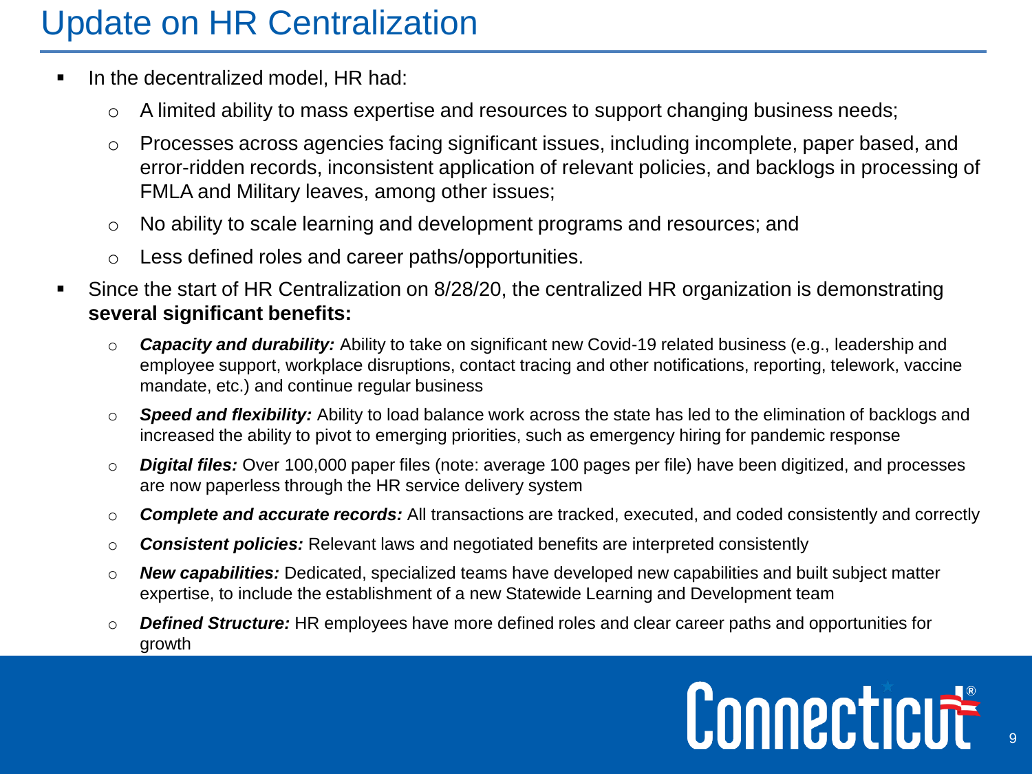# Update on HR Centralization

- In the decentralized model, HR had:
  - A limited ability to mass expertise and resources to support changing business needs;
  - Processes across agencies facing significant issues, including incomplete, paper based, and error-ridden records, inconsistent application of relevant policies, and backlogs in processing of FMLA and Military leaves, among other issues;
  - No ability to scale learning and development programs and resources; and
  - Less defined roles and career paths/opportunities.
- Since the start of HR Centralization on 8/28/20, the centralized HR organization is demonstrating **several significant benefits:**
  - ***Capacity and durability:*** Ability to take on significant new Covid-19 related business (e.g., leadership and employee support, workplace disruptions, contact tracing and other notifications, reporting, telework, vaccine mandate, etc.) and continue regular business
  - ***Speed and flexibility:*** Ability to load balance work across the state has led to the elimination of backlogs and increased the ability to pivot to emerging priorities, such as emergency hiring for pandemic response
  - ***Digital files:*** Over 100,000 paper files (note: average 100 pages per file) have been digitized, and processes are now paperless through the HR service delivery system
  - ***Complete and accurate records:*** All transactions are tracked, executed, and coded consistently and correctly
  - ***Consistent policies:*** Relevant laws and negotiated benefits are interpreted consistently
  - ***New capabilities:*** Dedicated, specialized teams have developed new capabilities and built subject matter expertise, to include the establishment of a new Statewide Learning and Development team
  - ***Defined Structure:*** HR employees have more defined roles and clear career paths and opportunities for growth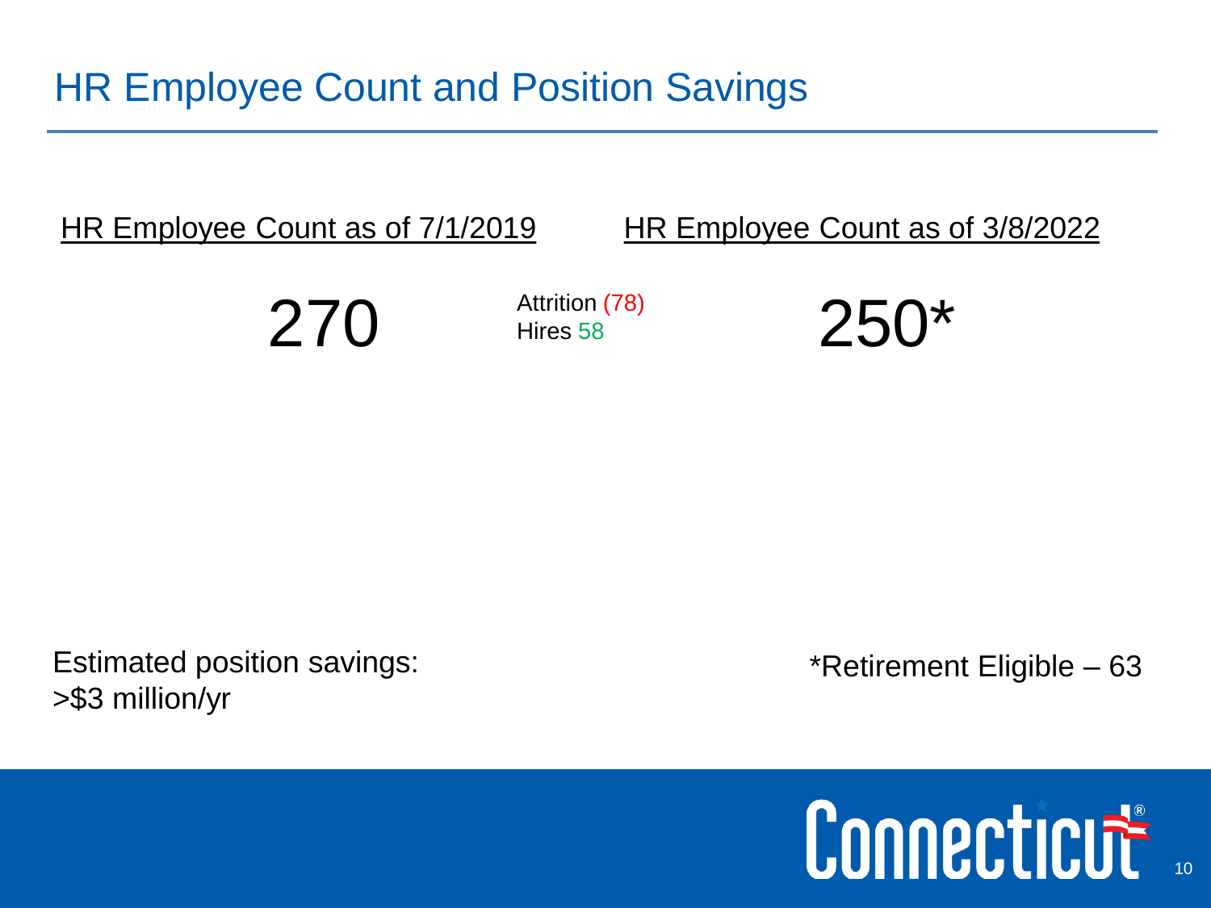# HR Employee Count and Position Savings

| HR Employee Count as of 7/1/2019 | | HR Employee Count as of 3/8/2022 |
|---|---|---|
| 270 | Attrition (78)<br>Hires 58 | 250* |

Estimated position savings:
>$3 million/yr

*Retirement Eligible – 63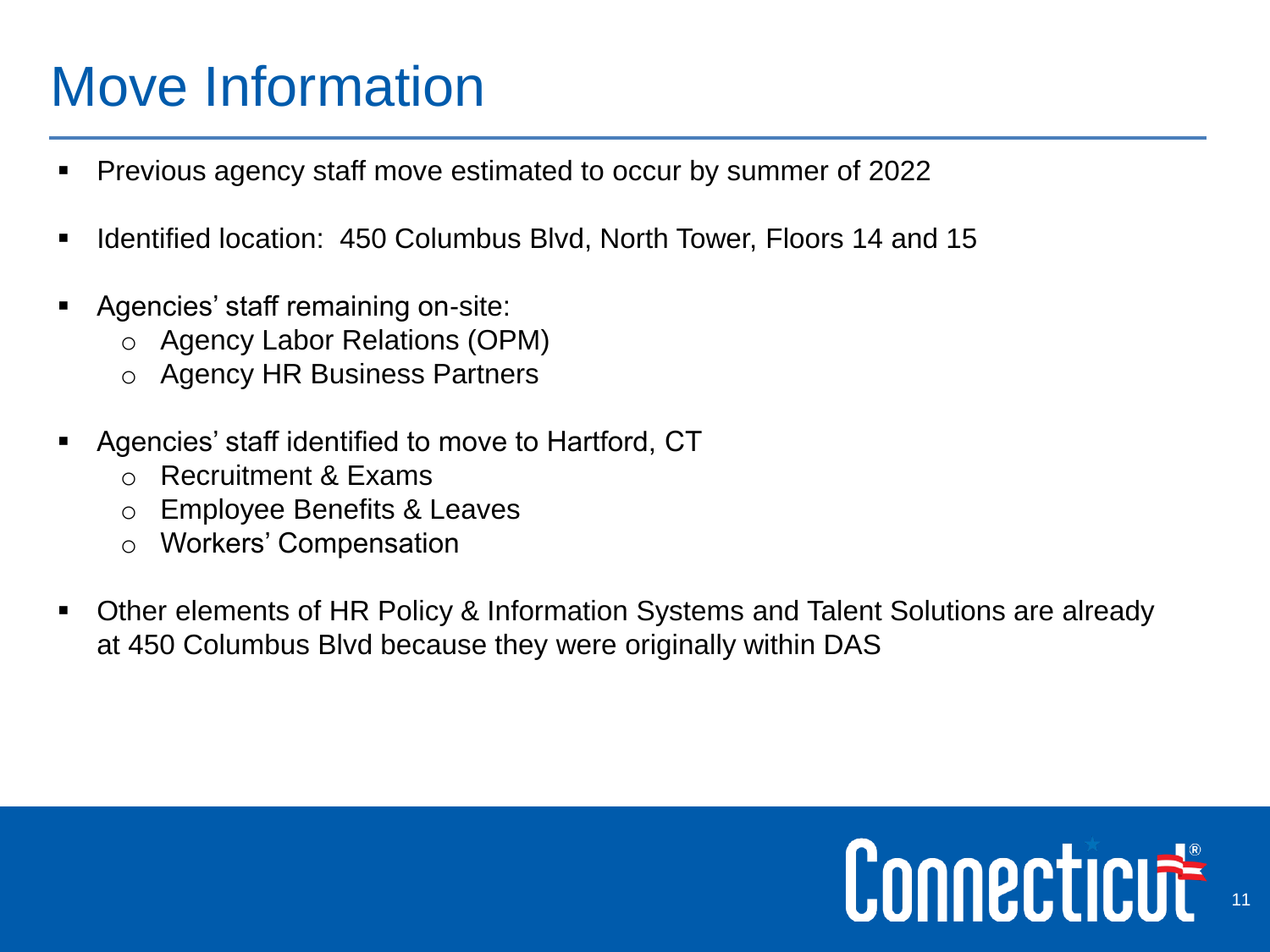# Move Information

- Previous agency staff move estimated to occur by summer of 2022
- Identified location: 450 Columbus Blvd, North Tower, Floors 14 and 15
- Agencies' staff remaining on-site:
  - Agency Labor Relations (OPM)
  - Agency HR Business Partners
- Agencies' staff identified to move to Hartford, CT
  - Recruitment & Exams
  - Employee Benefits & Leaves
  - Workers' Compensation
- Other elements of HR Policy & Information Systems and Talent Solutions are already at 450 Columbus Blvd because they were originally within DAS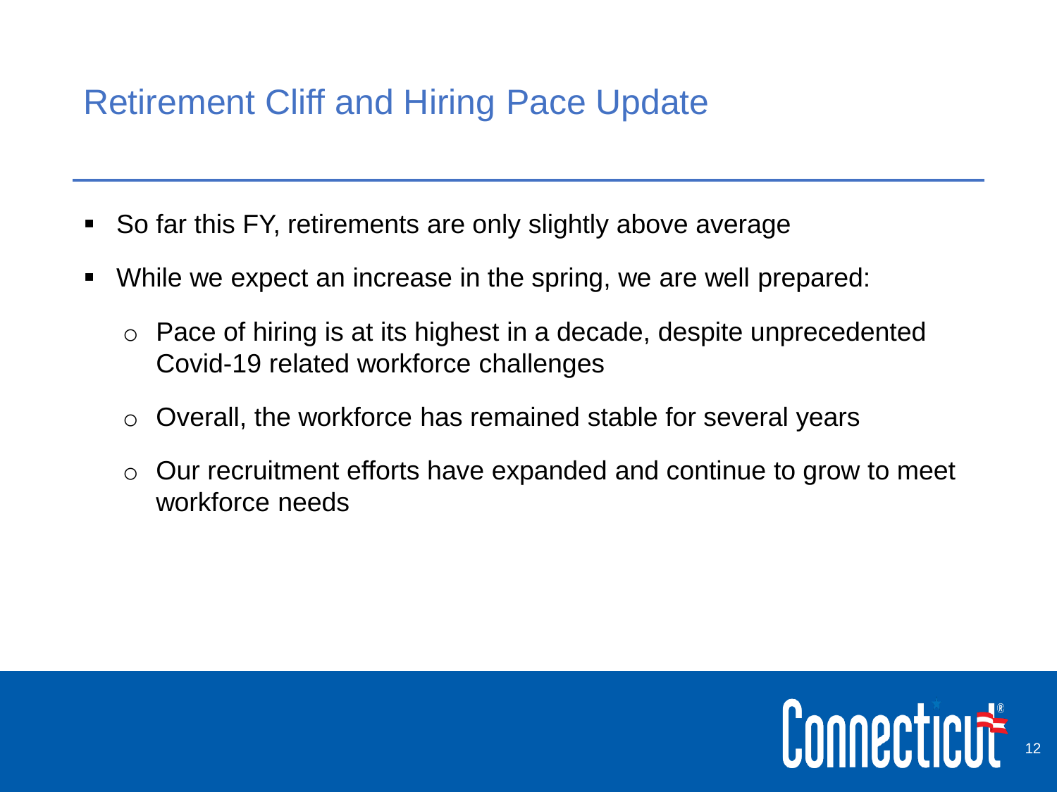## Retirement Cliff and Hiring Pace Update

- So far this FY, retirements are only slightly above average
- While we expect an increase in the spring, we are well prepared:
  - Pace of hiring is at its highest in a decade, despite unprecedented Covid-19 related workforce challenges
  - Overall, the workforce has remained stable for several years
  - Our recruitment efforts have expanded and continue to grow to meet workforce needs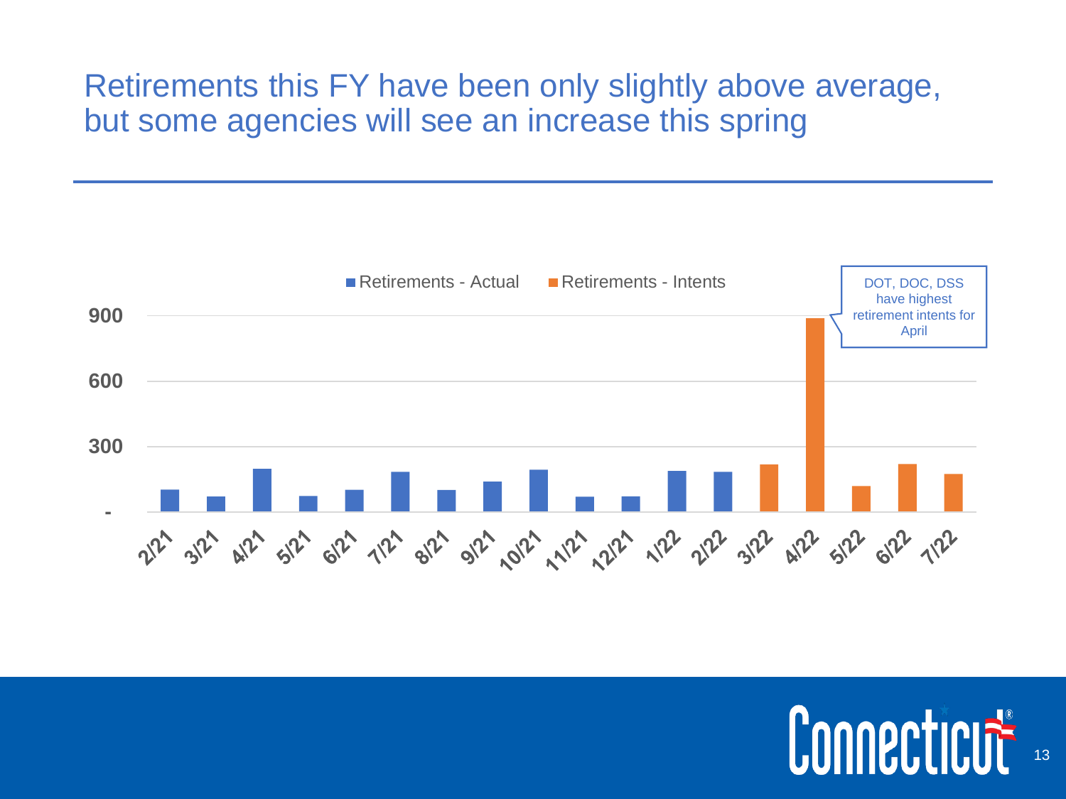# Retirements this FY have been only slightly above average, but some agencies will see an increase this spring

■ Retirements - Actual ■ Retirements - Intents

DOT, DOC, DSS have highest retirement intents for April

900

600

300

-

2/21 3/21 4/21 5/21 6/21 7/21 8/21 9/21 10/21 11/21 12/21 1/22 2/22 3/22 4/22 5/22 6/22 7/22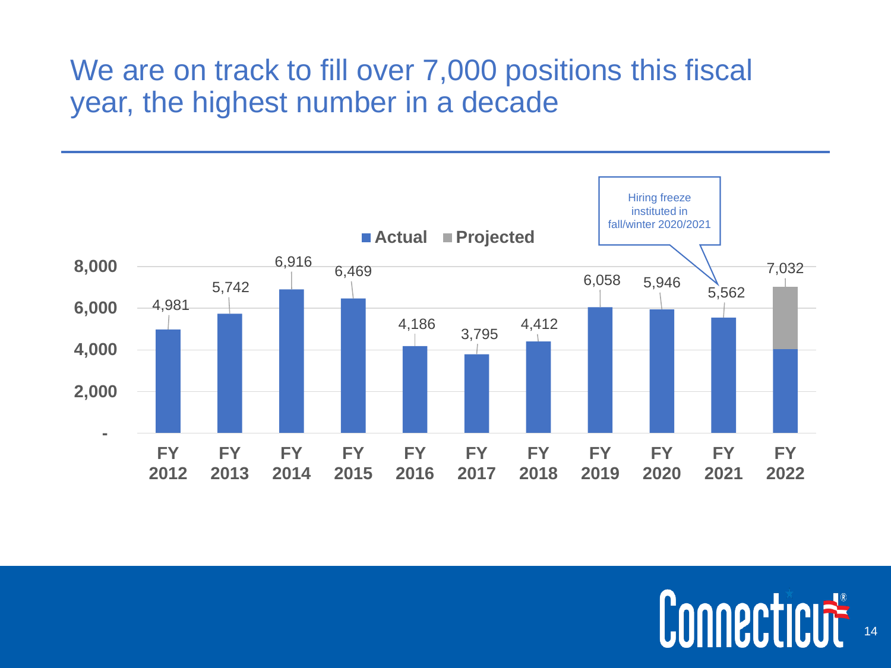# We are on track to fill over 7,000 positions this fiscal year, the highest number in a decade

| Fiscal Year | Positions Filled |
| --- | --- |
| FY 2012 | 4,981 |
| FY 2013 | 5,742 |
| FY 2014 | 6,916 |
| FY 2015 | 6,469 |
| FY 2016 | 4,186 |
| FY 2017 | 3,795 |
| FY 2018 | 4,412 |
| FY 2019 | 6,058 |
| FY 2020 | 5,946 |
| FY 2021 | 5,562 |
| FY 2022 | 7,032 |

Legend: Actual; Projected

Hiring freeze instituted in fall/winter 2020/2021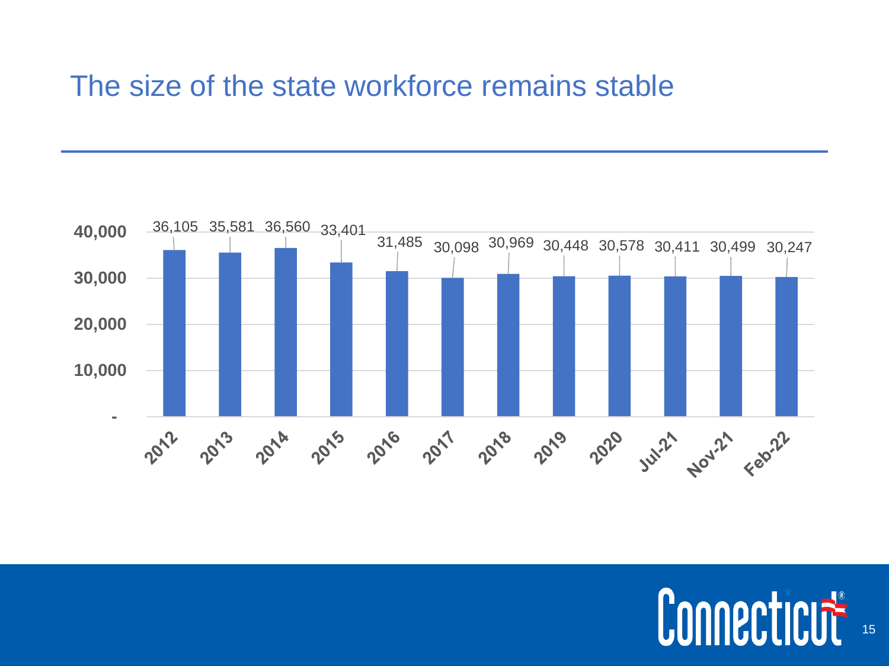# The size of the state workforce remains stable

| Period | Workforce |
|---|---|
| 2012 | 36,105 |
| 2013 | 35,581 |
| 2014 | 36,560 |
| 2015 | 33,401 |
| 2016 | 31,485 |
| 2017 | 30,098 |
| 2018 | 30,969 |
| 2019 | 30,448 |
| 2020 | 30,578 |
| Jul-21 | 30,411 |
| Nov-21 | 30,499 |
| Feb-22 | 30,247 |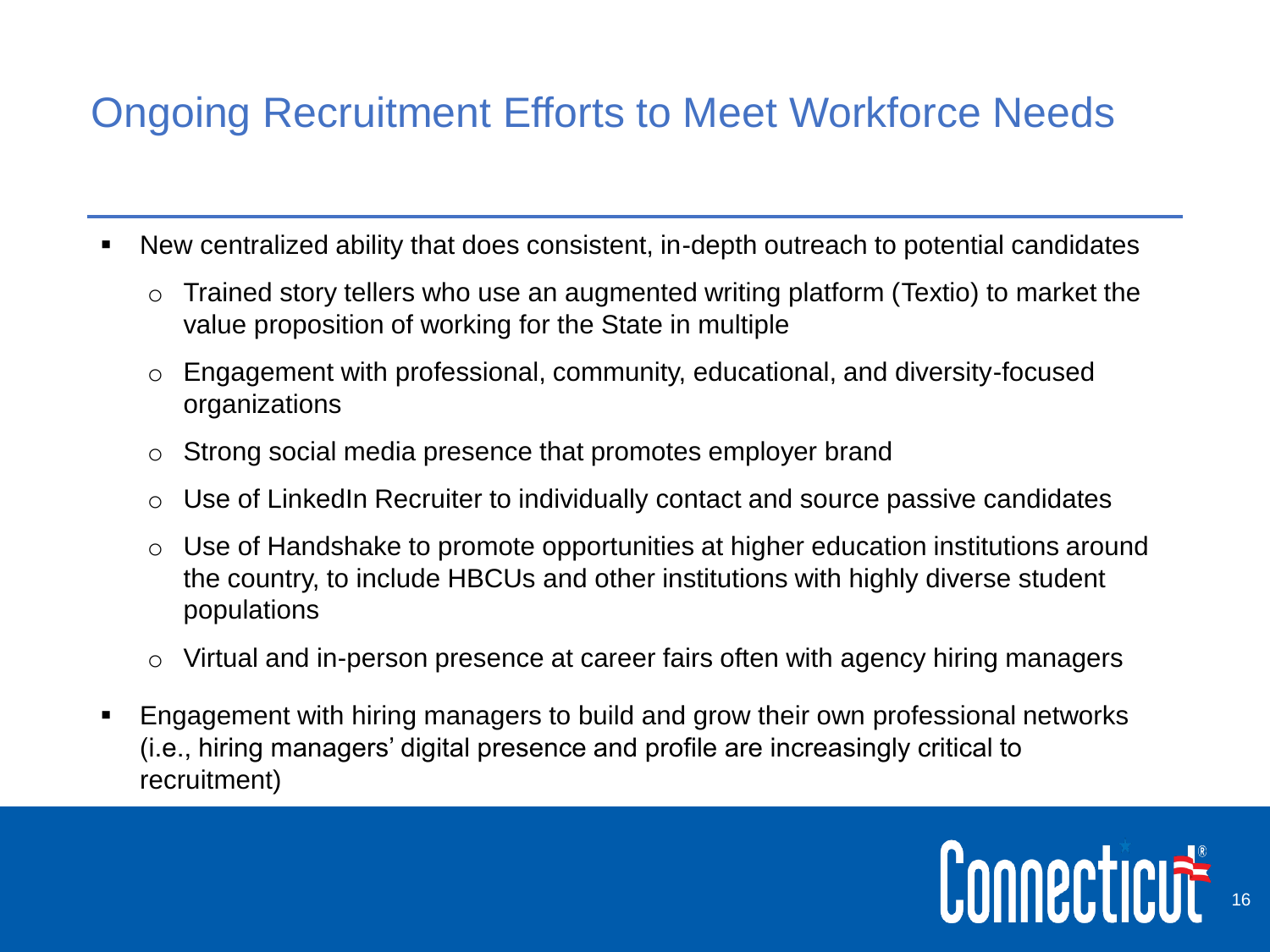## Ongoing Recruitment Efforts to Meet Workforce Needs

- New centralized ability that does consistent, in-depth outreach to potential candidates
  - Trained story tellers who use an augmented writing platform (Textio) to market the value proposition of working for the State in multiple
  - Engagement with professional, community, educational, and diversity-focused organizations
  - Strong social media presence that promotes employer brand
  - Use of LinkedIn Recruiter to individually contact and source passive candidates
  - Use of Handshake to promote opportunities at higher education institutions around the country, to include HBCUs and other institutions with highly diverse student populations
  - Virtual and in-person presence at career fairs often with agency hiring managers
- Engagement with hiring managers to build and grow their own professional networks (i.e., hiring managers' digital presence and profile are increasingly critical to recruitment)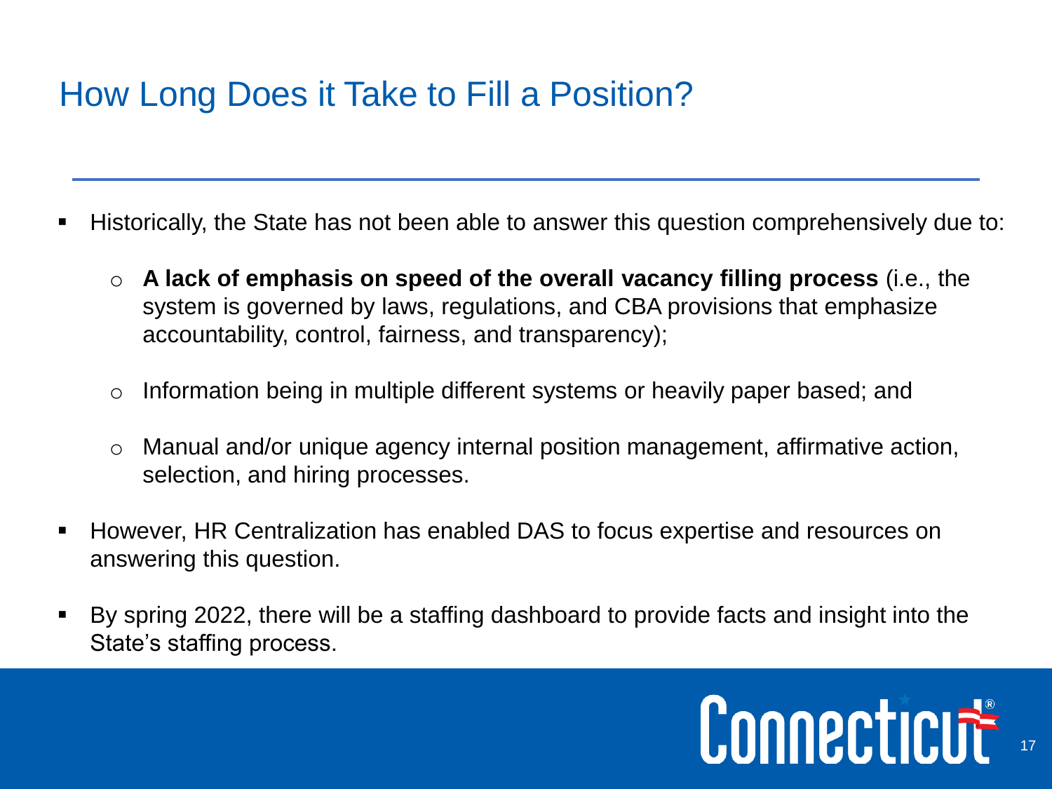# How Long Does it Take to Fill a Position?

- Historically, the State has not been able to answer this question comprehensively due to:
  - **A lack of emphasis on speed of the overall vacancy filling process** (i.e., the system is governed by laws, regulations, and CBA provisions that emphasize accountability, control, fairness, and transparency);
  - Information being in multiple different systems or heavily paper based; and
  - Manual and/or unique agency internal position management, affirmative action, selection, and hiring processes.
- However, HR Centralization has enabled DAS to focus expertise and resources on answering this question.
- By spring 2022, there will be a staffing dashboard to provide facts and insight into the State's staffing process.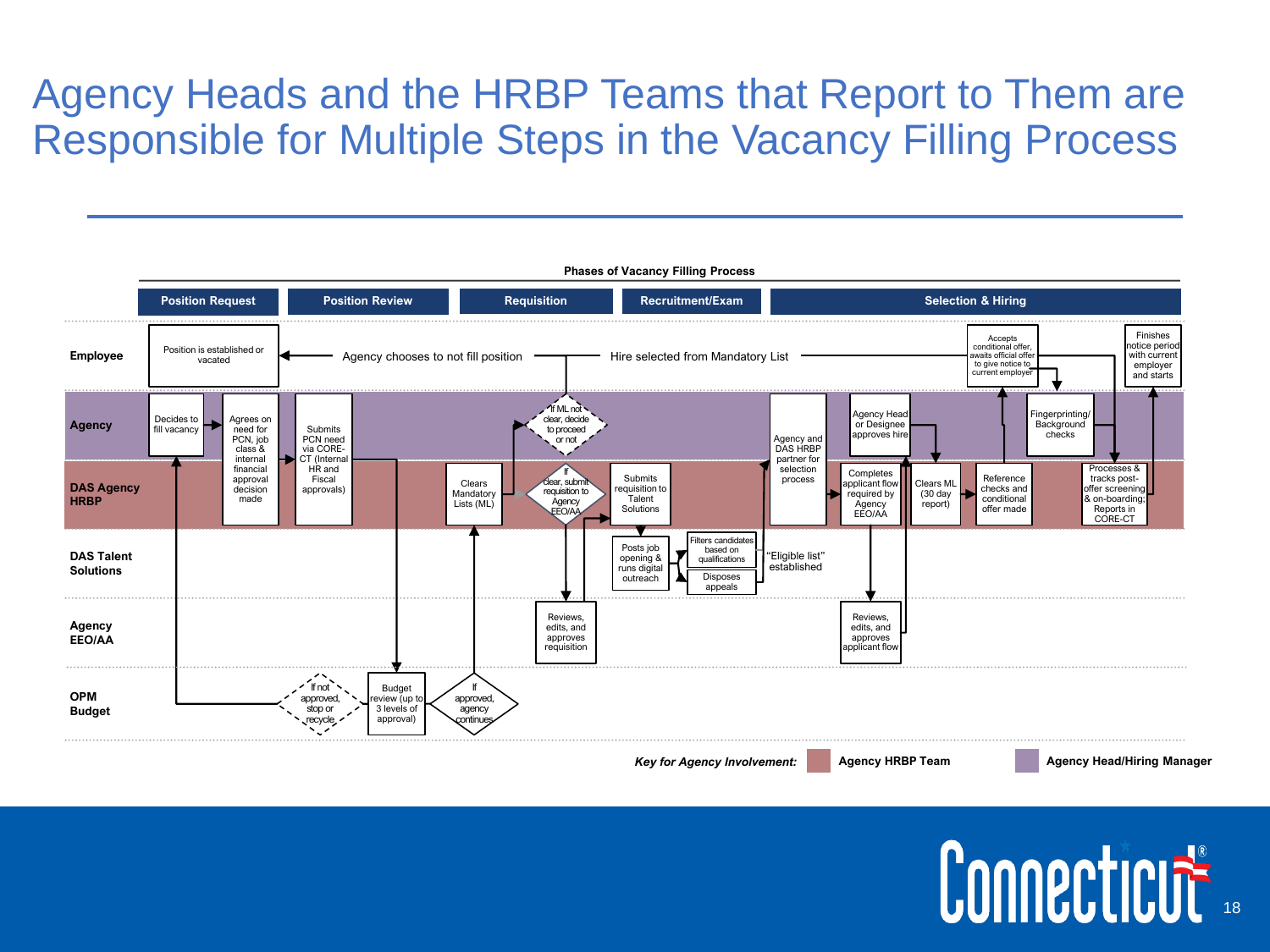# Agency Heads and the HRBP Teams that Report to Them are Responsible for Multiple Steps in the Vacancy Filling Process

**Phases of Vacancy Filling Process**

| | Position Request | Position Review | Requisition | Recruitment/Exam | Selection & Hiring |
|---|---|---|---|---|---|
| **Employee** | Position is established or vacated | Agency chooses to not fill position | | Hire selected from Mandatory List | Accepts conditional offer, awaits official offer to give notice to current employer; Finishes notice period with current employer and starts |
| **Agency** | Decides to fill vacancy; Agrees on need for PCN, job class & internal financial approval decision made | Submits PCN need via CORE-CT (Internal HR and Fiscal approvals) | If ML not clear, decide to proceed or not | | Agency and DAS HRBP partner for selection process; Agency Head or Designee approves hire; Fingerprinting/ Background checks |
| **DAS Agency HRBP** | | | Clears Mandatory Lists (ML); If clear, submit requisition to Agency EEO/AA | Submits requisition to Talent Solutions | Completes applicant flow required by Agency EEO/AA; Clears ML (30 day report); Reference checks and conditional offer made; Processes & tracks post-offer screening & on-boarding; Reports in CORE-CT |
| **DAS Talent Solutions** | | | | Posts job opening & runs digital outreach; Filters candidates based on qualifications; Disposes appeals; "Eligible list" established | |
| **Agency EEO/AA** | | | Reviews, edits, and approves requisition | | Reviews, edits, and approves applicant flow |
| **OPM Budget** | If not approved, stop or recycle | Budget review (up to 3 levels of approval) | If approved, agency continues | | |

*Key for Agency Involvement:* Agency HRBP Team; Agency Head/Hiring Manager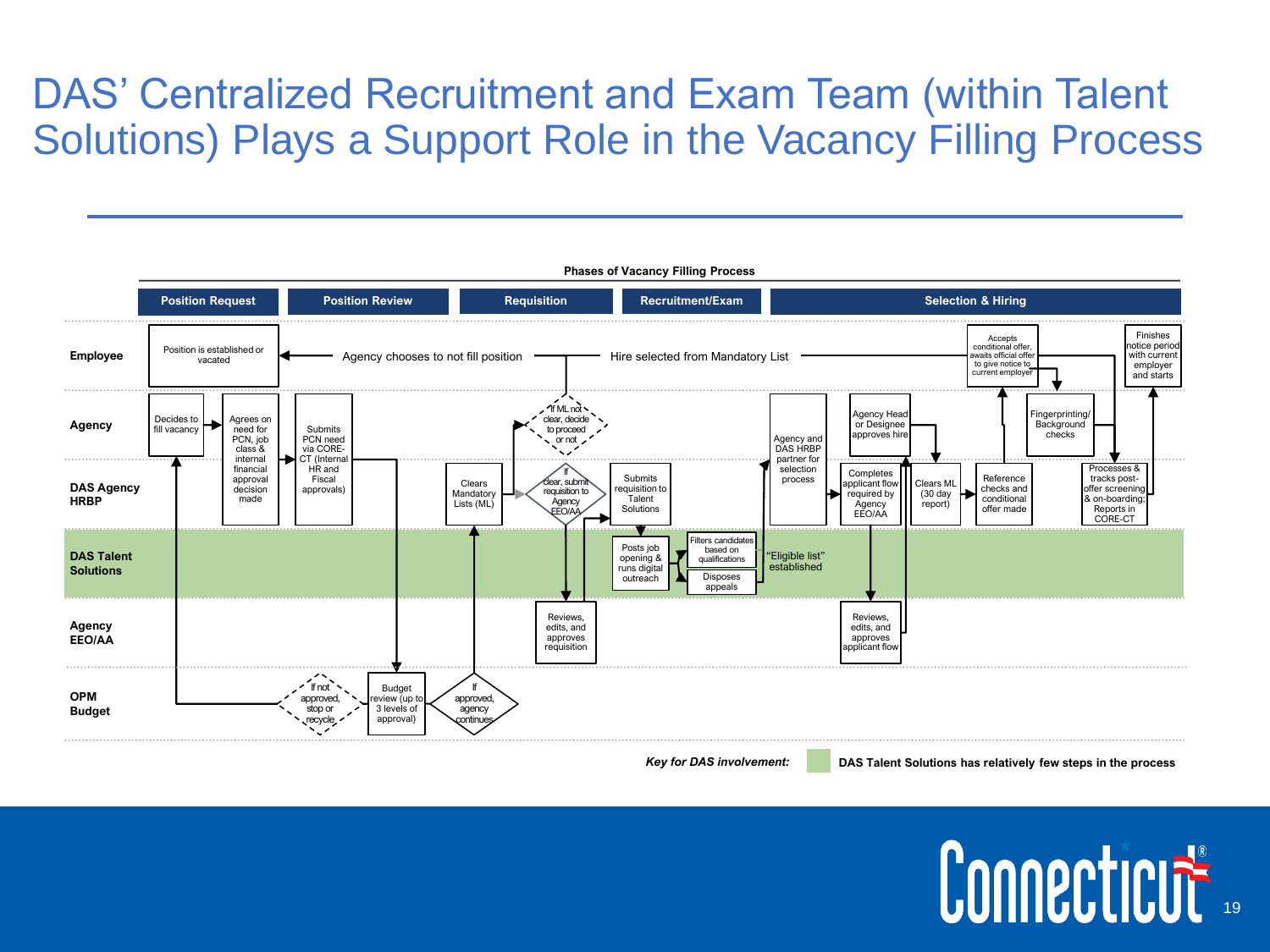# DAS' Centralized Recruitment and Exam Team (within Talent Solutions) Plays a Support Role in the Vacancy Filling Process

**Phases of Vacancy Filling Process**

| | Position Request | Position Review | Requisition | Recruitment/Exam | Selection & Hiring |
|---|---|---|---|---|---|

**Employee**
- Position is established or vacated
- Agency chooses to not fill position
- Hire selected from Mandatory List
- Accepts conditional offer, awaits official offer to give notice to current employer
- Finishes notice period with current employer and starts

**Agency**
- Decides to fill vacancy
- If ML not clear, decide to proceed or not
- Agency Head or Designee approves hire
- Fingerprinting/ Background checks

**DAS Agency HRBP**
- Agrees on need for PCN, job class & internal financial approval decision made
- Submits PCN need via CORE-CT (Internal HR and Fiscal approvals)
- Clears Mandatory Lists (ML)
- If clear, submit requisition to Agency EEO/AA
- Submits requisition to Talent Solutions
- Agency and DAS HRBP partner for selection process
- Completes applicant flow required by Agency EEO/AA
- Clears ML (30 day report)
- Reference checks and conditional offer made
- Processes & tracks post-offer screening & on-boarding; Reports in CORE-CT

**DAS Talent Solutions**
- Posts job opening & runs digital outreach
- Filters candidates based on qualifications
- Disposes appeals
- "Eligible list" established

**Agency EEO/AA**
- Reviews, edits, and approves requisition
- Reviews, edits, and approves applicant flow

**OPM Budget**
- If not approved, stop or recycle
- Budget review (up to 3 levels of approval)
- If approved, agency continues

***Key for DAS involvement:*** **DAS Talent Solutions has relatively few steps in the process**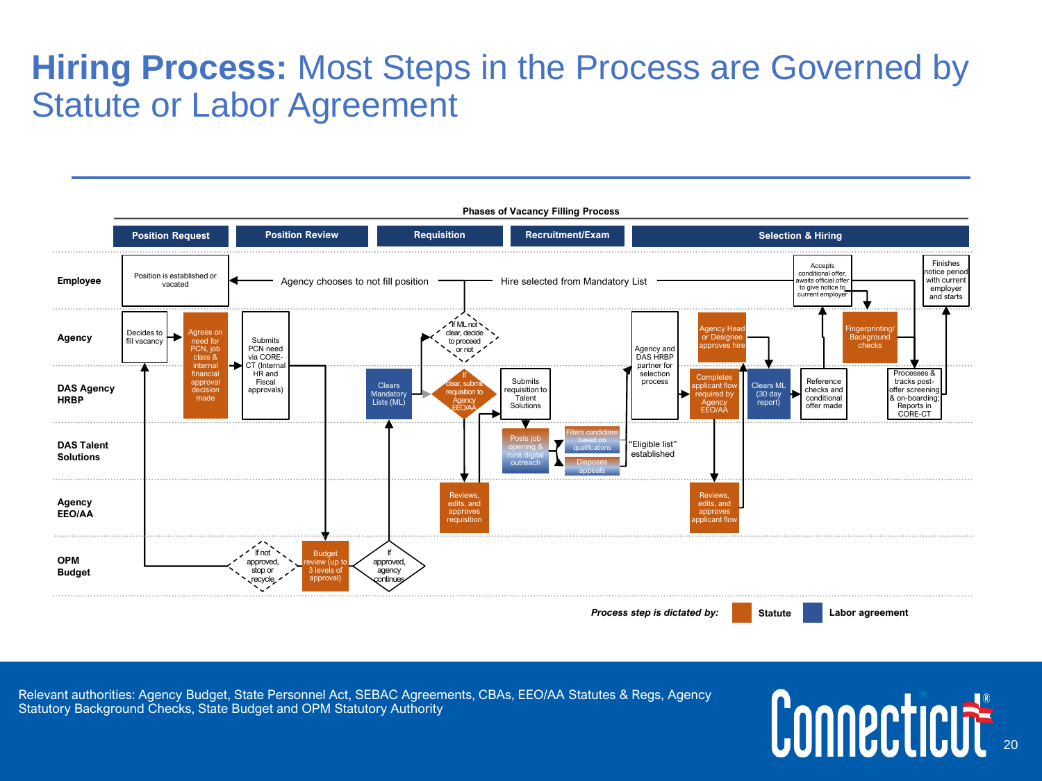# Hiring Process: Most Steps in the Process are Governed by Statute or Labor Agreement

**Phases of Vacancy Filling Process**

| | Position Request | Position Review | Requisition | Recruitment/Exam | Selection & Hiring |
|---|---|---|---|---|---|

**Employee**
- Position is established or vacated
- Agency chooses to not fill position
- Hire selected from Mandatory List
- Accepts conditional offer, awaits official offer to give notice to current employer
- Finishes notice period with current employer and starts

**Agency**
- Decides to fill vacancy
- Agrees on need for PCN, job class & internal financial approval decision made
- Submits PCN need via CORE-CT (Internal HR and Fiscal approvals)
- If ML not clear, decide to proceed or not
- Agency Head or Designee approves hire
- Fingerprinting/ Background checks

**DAS Agency HRBP**
- Clears Mandatory Lists (ML)
- If clear, submit requisition to Agency EEO/AA
- Submits requisition to Talent Solutions
- Agency and DAS HRBP partner for selection process
- Completes applicant flow required by Agency EEO/AA
- Clears ML (30 day report)
- Reference checks and conditional offer made
- Processes & tracks post-offer screening & on-boarding; Reports in CORE-CT

**DAS Talent Solutions**
- Posts job opening & runs digital outreach
- Filters candidates based on qualifications
- Disposes appeals
- "Eligible list" established

**Agency EEO/AA**
- Reviews, edits, and approves requisition
- Reviews, edits, and approves applicant flow

**OPM Budget**
- If not approved, stop or recycle
- Budget review (up to 3 levels of approval)
- If approved, agency continues

*Process step is dictated by:* **Statute** **Labor agreement**

Relevant authorities: Agency Budget, State Personnel Act, SEBAC Agreements, CBAs, EEO/AA Statutes & Regs, Agency Statutory Background Checks, State Budget and OPM Statutory Authority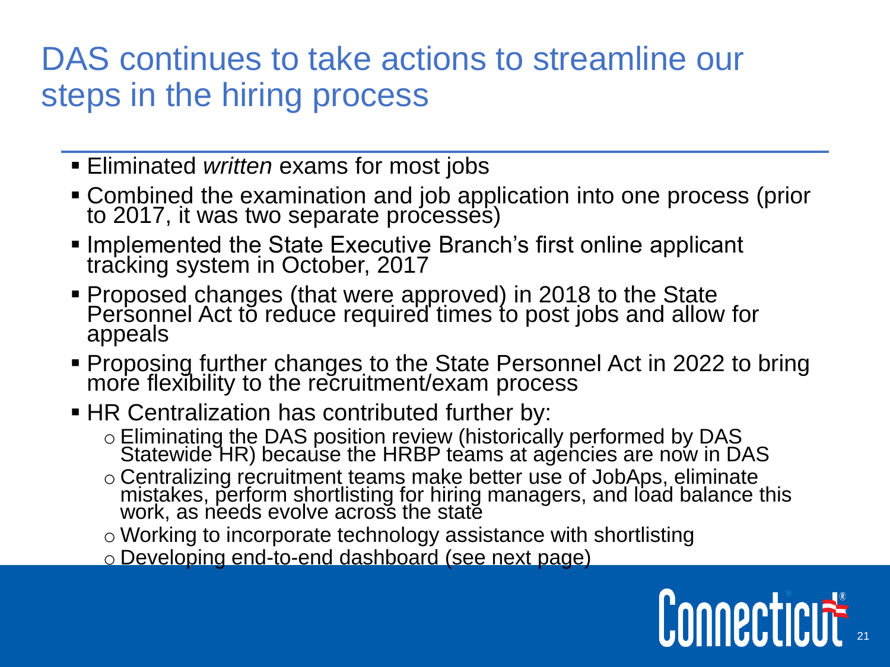# DAS continues to take actions to streamline our steps in the hiring process

- Eliminated *written* exams for most jobs
- Combined the examination and job application into one process (prior to 2017, it was two separate processes)
- Implemented the State Executive Branch's first online applicant tracking system in October, 2017
- Proposed changes (that were approved) in 2018 to the State Personnel Act to reduce required times to post jobs and allow for appeals
- Proposing further changes to the State Personnel Act in 2022 to bring more flexibility to the recruitment/exam process
- HR Centralization has contributed further by:
  - Eliminating the DAS position review (historically performed by DAS Statewide HR) because the HRBP teams at agencies are now in DAS
  - Centralizing recruitment teams make better use of JobAps, eliminate mistakes, perform shortlisting for hiring managers, and load balance this work, as needs evolve across the state
  - Working to incorporate technology assistance with shortlisting
  - Developing end-to-end dashboard (see next page)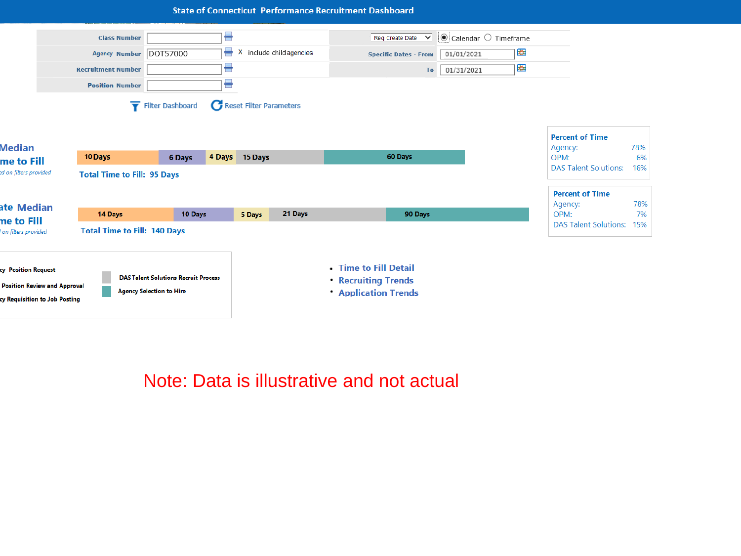# State of Connecticut Performance Recruitment Dashboard

| | | | |
|---|---|---|---|
| Class Number | | Req Create Date | ◉ Calendar ○ Timeframe |
| Agency Number | DOT57000 X include child agencies | Specific Dates - From | 01/01/2021 |
| Recruitment Number | | To | 01/31/2021 |
| Position Number | | | |

Filter Dashboard Reset Filter Parameters

**Median me to Fill**
*ed on filters provided*

| 10 Days | 6 Days | 4 Days | 15 Days | 60 Days |
|---|---|---|---|---|

**Total Time to Fill: 95 Days**

| Percent of Time | |
|---|---|
| Agency: | 78% |
| OPM: | 6% |
| DAS Talent Solutions: | 16% |

**ate Median me to Fill**
*l on filters provided*

| 14 Days | 10 Days | 5 Days | 21 Days | 90 Days |
|---|---|---|---|---|

**Total Time to Fill: 140 Days**

| Percent of Time | |
|---|---|
| Agency: | 78% |
| OPM: | 7% |
| DAS Talent Solutions: | 15% |

cy Position Request
Position Review and Approval
cy Requisition to Job Posting
DAS Talent Solutions Recruit Process
Agency Selection to Hire

- Time to Fill Detail
- Recruiting Trends
- Application Trends

Note: Data is illustrative and not actual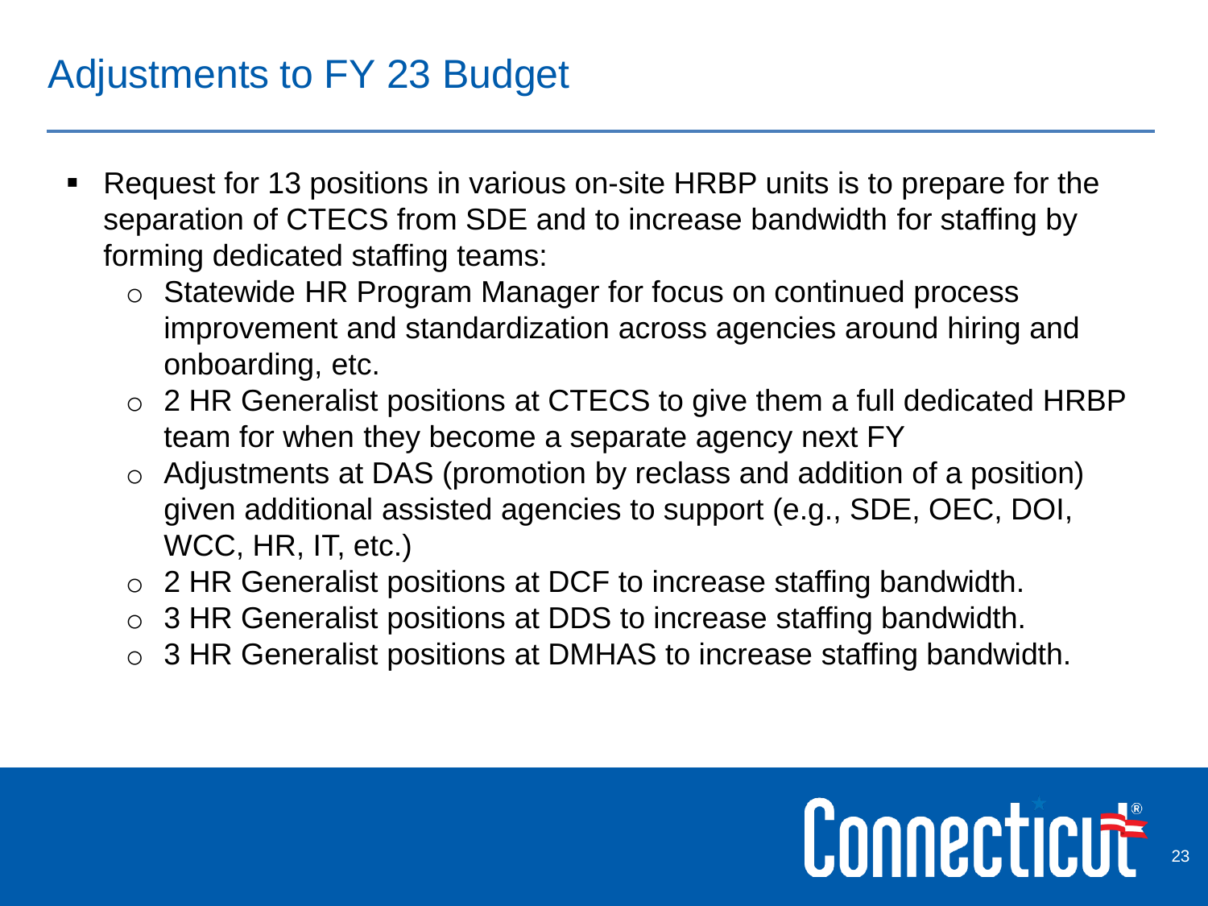# Adjustments to FY 23 Budget

- Request for 13 positions in various on-site HRBP units is to prepare for the separation of CTECS from SDE and to increase bandwidth for staffing by forming dedicated staffing teams:
  - Statewide HR Program Manager for focus on continued process improvement and standardization across agencies around hiring and onboarding, etc.
  - 2 HR Generalist positions at CTECS to give them a full dedicated HRBP team for when they become a separate agency next FY
  - Adjustments at DAS (promotion by reclass and addition of a position) given additional assisted agencies to support (e.g., SDE, OEC, DOI, WCC, HR, IT, etc.)
  - 2 HR Generalist positions at DCF to increase staffing bandwidth.
  - 3 HR Generalist positions at DDS to increase staffing bandwidth.
  - 3 HR Generalist positions at DMHAS to increase staffing bandwidth.